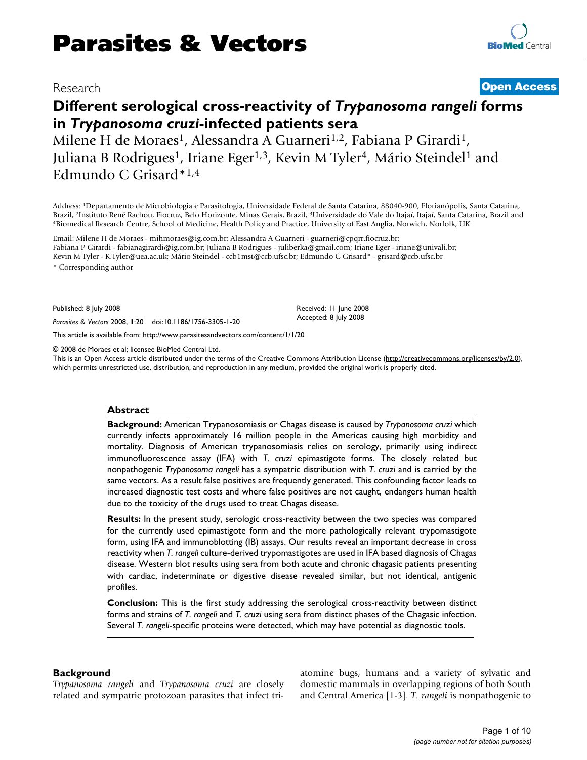Research

**Open Access**

# Different serological cross-reactivity of *Trypanosoma rangeli* forms in *Trypanosoma cruzi*-infected patients sera

Milene H de Moraes[1], Alessandra A Guarneri[1,2], Fabiana P Girardi[1], Juliana B Rodrigues[1], Iriane Eger[1,3], Kevin M Tyler[4], Mário Steindel[1] and Edmundo C Grisard*[1,4]

Address: [1]Departamento de Microbiologia e Parasitologia, Universidade Federal de Santa Catarina, 88040-900, Florianópolis, Santa Catarina, Brazil, [2]Instituto René Rachou, Fiocruz, Belo Horizonte, Minas Gerais, Brazil, [3]Universidade do Vale do Itajaí, Itajaí, Santa Catarina, Brazil and [4]Biomedical Research Centre, School of Medicine, Health Policy and Practice, University of East Anglia, Norwich, Norfolk, UK

Email: Milene H de Moraes - mihmoraes@ig.com.br; Alessandra A Guarneri - guarneri@cpqrr.fiocruz.br; Fabiana P Girardi - fabianagirardi@ig.com.br; Juliana B Rodrigues - juliberka@gmail.com; Iriane Eger - iriane@univali.br; Kevin M Tyler - K.Tyler@uea.ac.uk; Mário Steindel - ccb1mst@ccb.ufsc.br; Edmundo C Grisard* - grisard@ccb.ufsc.br

\* Corresponding author

Published: 8 July 2008

*Parasites & Vectors* 2008, **1**:20 doi:10.1186/1756-3305-1-20

Received: 11 June 2008
Accepted: 8 July 2008

This article is available from: http://www.parasitesandvectors.com/content/1/1/20

© 2008 de Moraes et al; licensee BioMed Central Ltd.
This is an Open Access article distributed under the terms of the Creative Commons Attribution License (http://creativecommons.org/licenses/by/2.0), which permits unrestricted use, distribution, and reproduction in any medium, provided the original work is properly cited.

## Abstract

**Background:** American Trypanosomiasis or Chagas disease is caused by *Trypanosoma cruzi* which currently infects approximately 16 million people in the Americas causing high morbidity and mortality. Diagnosis of American trypanosomiasis relies on serology, primarily using indirect immunofluorescence assay (IFA) with *T. cruzi* epimastigote forms. The closely related but nonpathogenic *Trypanosoma rangeli* has a sympatric distribution with *T. cruzi* and is carried by the same vectors. As a result false positives are frequently generated. This confounding factor leads to increased diagnostic test costs and where false positives are not caught, endangers human health due to the toxicity of the drugs used to treat Chagas disease.

**Results:** In the present study, serologic cross-reactivity between the two species was compared for the currently used epimastigote form and the more pathologically relevant trypomastigote form, using IFA and immunoblotting (IB) assays. Our results reveal an important decrease in cross reactivity when *T. rangeli* culture-derived trypomastigotes are used in IFA based diagnosis of Chagas disease. Western blot results using sera from both acute and chronic chagasic patients presenting with cardiac, indeterminate or digestive disease revealed similar, but not identical, antigenic profiles.

**Conclusion:** This is the first study addressing the serological cross-reactivity between distinct forms and strains of *T. rangeli* and *T. cruzi* using sera from distinct phases of the Chagasic infection. Several *T. rangeli*-specific proteins were detected, which may have potential as diagnostic tools.

## Background

*Trypanosoma rangeli* and *Trypanosoma cruzi* are closely related and sympatric protozoan parasites that infect triatomine bugs, humans and a variety of sylvatic and domestic mammals in overlapping regions of both South and Central America [1-3]. *T. rangeli* is nonpathogenic to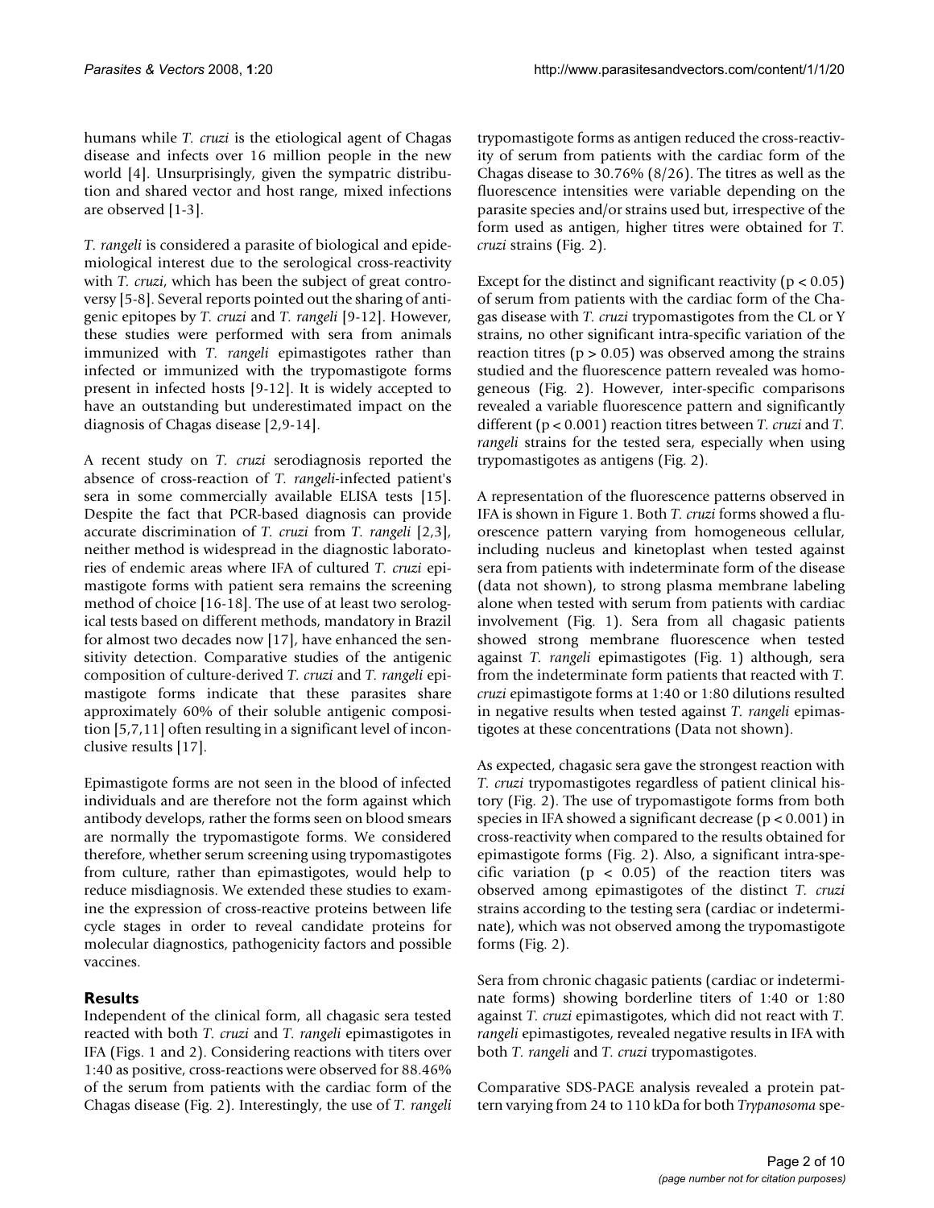humans while *T. cruzi* is the etiological agent of Chagas disease and infects over 16 million people in the new world [4]. Unsurprisingly, given the sympatric distribution and shared vector and host range, mixed infections are observed [1-3].

*T. rangeli* is considered a parasite of biological and epidemiological interest due to the serological cross-reactivity with *T. cruzi*, which has been the subject of great controversy [5-8]. Several reports pointed out the sharing of antigenic epitopes by *T. cruzi* and *T. rangeli* [9-12]. However, these studies were performed with sera from animals immunized with *T. rangeli* epimastigotes rather than infected or immunized with the trypomastigote forms present in infected hosts [9-12]. It is widely accepted to have an outstanding but underestimated impact on the diagnosis of Chagas disease [2,9-14].

A recent study on *T. cruzi* serodiagnosis reported the absence of cross-reaction of *T. rangeli*-infected patient's sera in some commercially available ELISA tests [15]. Despite the fact that PCR-based diagnosis can provide accurate discrimination of *T. cruzi* from *T. rangeli* [2,3], neither method is widespread in the diagnostic laboratories of endemic areas where IFA of cultured *T. cruzi* epimastigote forms with patient sera remains the screening method of choice [16-18]. The use of at least two serological tests based on different methods, mandatory in Brazil for almost two decades now [17], have enhanced the sensitivity detection. Comparative studies of the antigenic composition of culture-derived *T. cruzi* and *T. rangeli* epimastigote forms indicate that these parasites share approximately 60% of their soluble antigenic composition [5,7,11] often resulting in a significant level of inconclusive results [17].

Epimastigote forms are not seen in the blood of infected individuals and are therefore not the form against which antibody develops, rather the forms seen on blood smears are normally the trypomastigote forms. We considered therefore, whether serum screening using trypomastigotes from culture, rather than epimastigotes, would help to reduce misdiagnosis. We extended these studies to examine the expression of cross-reactive proteins between life cycle stages in order to reveal candidate proteins for molecular diagnostics, pathogenicity factors and possible vaccines.

## Results

Independent of the clinical form, all chagasic sera tested reacted with both *T. cruzi* and *T. rangeli* epimastigotes in IFA (Figs. 1 and 2). Considering reactions with titers over 1:40 as positive, cross-reactions were observed for 88.46% of the serum from patients with the cardiac form of the Chagas disease (Fig. 2). Interestingly, the use of *T. rangeli* trypomastigote forms as antigen reduced the cross-reactivity of serum from patients with the cardiac form of the Chagas disease to 30.76% (8/26). The titres as well as the fluorescence intensities were variable depending on the parasite species and/or strains used but, irrespective of the form used as antigen, higher titres were obtained for *T. cruzi* strains (Fig. 2).

Except for the distinct and significant reactivity ($p < 0.05$) of serum from patients with the cardiac form of the Chagas disease with *T. cruzi* trypomastigotes from the CL or Y strains, no other significant intra-specific variation of the reaction titres ($p > 0.05$) was observed among the strains studied and the fluorescence pattern revealed was homogeneous (Fig. 2). However, inter-specific comparisons revealed a variable fluorescence pattern and significantly different ($p < 0.001$) reaction titres between *T. cruzi* and *T. rangeli* strains for the tested sera, especially when using trypomastigotes as antigens (Fig. 2).

A representation of the fluorescence patterns observed in IFA is shown in Figure 1. Both *T. cruzi* forms showed a fluorescence pattern varying from homogeneous cellular, including nucleus and kinetoplast when tested against sera from patients with indeterminate form of the disease (data not shown), to strong plasma membrane labeling alone when tested with serum from patients with cardiac involvement (Fig. 1). Sera from all chagasic patients showed strong membrane fluorescence when tested against *T. rangeli* epimastigotes (Fig. 1) although, sera from the indeterminate form patients that reacted with *T. cruzi* epimastigote forms at 1:40 or 1:80 dilutions resulted in negative results when tested against *T. rangeli* epimastigotes at these concentrations (Data not shown).

As expected, chagasic sera gave the strongest reaction with *T. cruzi* trypomastigotes regardless of patient clinical history (Fig. 2). The use of trypomastigote forms from both species in IFA showed a significant decrease ($p < 0.001$) in cross-reactivity when compared to the results obtained for epimastigote forms (Fig. 2). Also, a significant intra-specific variation ($p < 0.05$) of the reaction titers was observed among epimastigotes of the distinct *T. cruzi* strains according to the testing sera (cardiac or indeterminate), which was not observed among the trypomastigote forms (Fig. 2).

Sera from chronic chagasic patients (cardiac or indeterminate forms) showing borderline titers of 1:40 or 1:80 against *T. cruzi* epimastigotes, which did not react with *T. rangeli* epimastigotes, revealed negative results in IFA with both *T. rangeli* and *T. cruzi* trypomastigotes.

Comparative SDS-PAGE analysis revealed a protein pattern varying from 24 to 110 kDa for both *Trypanosoma* spe-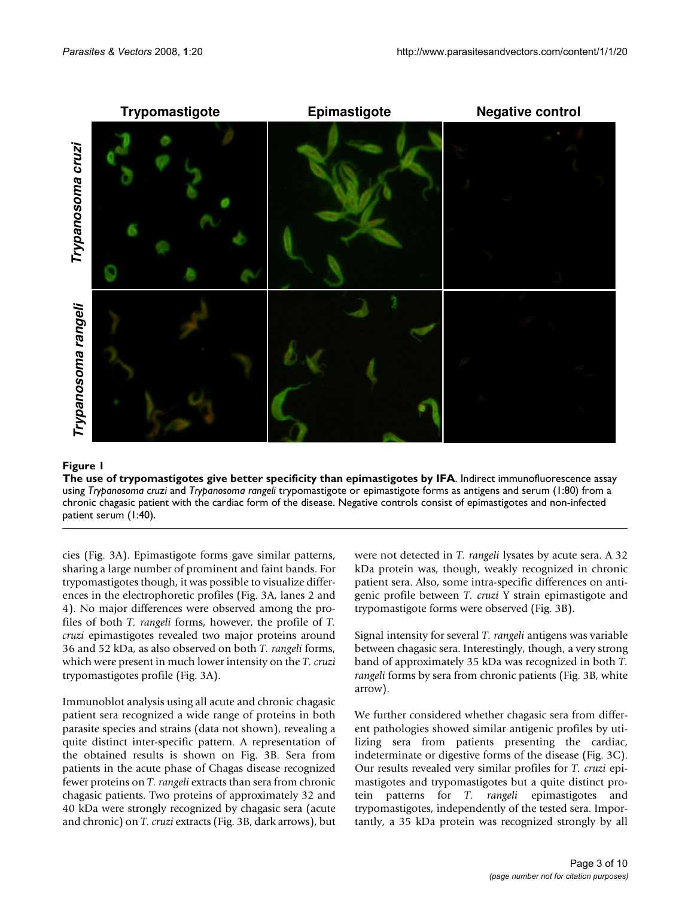**Figure 1**

**The use of trypomastigotes give better specificity than epimastigotes by IFA**. Indirect immunofluorescence assay using *Trypanosoma cruzi* and *Trypanosoma rangeli* trypomastigote or epimastigote forms as antigens and serum (1:80) from a chronic chagasic patient with the cardiac form of the disease. Negative controls consist of epimastigotes and non-infected patient serum (1:40).

cies (Fig. 3A). Epimastigote forms gave similar patterns, sharing a large number of prominent and faint bands. For trypomastigotes though, it was possible to visualize differences in the electrophoretic profiles (Fig. 3A, lanes 2 and 4). No major differences were observed among the profiles of both *T. rangeli* forms, however, the profile of *T. cruzi* epimastigotes revealed two major proteins around 36 and 52 kDa, as also observed on both *T. rangeli* forms, which were present in much lower intensity on the *T. cruzi* trypomastigotes profile (Fig. 3A).

Immunoblot analysis using all acute and chronic chagasic patient sera recognized a wide range of proteins in both parasite species and strains (data not shown), revealing a quite distinct inter-specific pattern. A representation of the obtained results is shown on Fig. 3B. Sera from patients in the acute phase of Chagas disease recognized fewer proteins on *T. rangeli* extracts than sera from chronic chagasic patients. Two proteins of approximately 32 and 40 kDa were strongly recognized by chagasic sera (acute and chronic) on *T. cruzi* extracts (Fig. 3B, dark arrows), but were not detected in *T. rangeli* lysates by acute sera. A 32 kDa protein was, though, weakly recognized in chronic patient sera. Also, some intra-specific differences on antigenic profile between *T. cruzi* Y strain epimastigote and trypomastigote forms were observed (Fig. 3B).

Signal intensity for several *T. rangeli* antigens was variable between chagasic sera. Interestingly, though, a very strong band of approximately 35 kDa was recognized in both *T. rangeli* forms by sera from chronic patients (Fig. 3B, white arrow).

We further considered whether chagasic sera from different pathologies showed similar antigenic profiles by utilizing sera from patients presenting the cardiac, indeterminate or digestive forms of the disease (Fig. 3C). Our results revealed very similar profiles for *T. cruzi* epimastigotes and trypomastigotes but a quite distinct protein patterns for *T. rangeli* epimastigotes and trypomastigotes, independently of the tested sera. Importantly, a 35 kDa protein was recognized strongly by all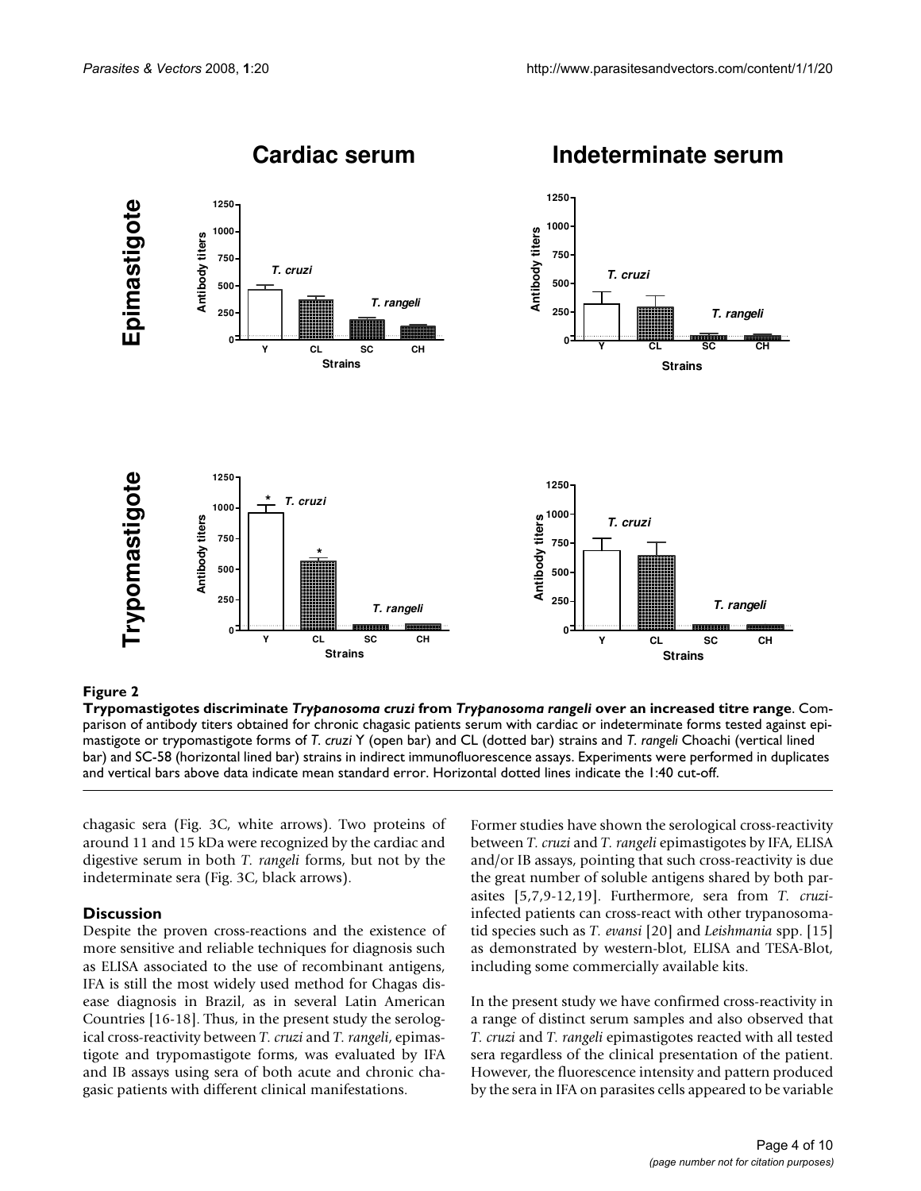**Figure 2**

**Trypomastigotes discriminate *Trypanosoma cruzi* from *Trypanosoma rangeli* over an increased titre range**. Comparison of antibody titers obtained for chronic chagasic patients serum with cardiac or indeterminate forms tested against epimastigote or trypomastigote forms of *T. cruzi* Y (open bar) and CL (dotted bar) strains and *T. rangeli* Choachi (vertical lined bar) and SC-58 (horizontal lined bar) strains in indirect immunofluorescence assays. Experiments were performed in duplicates and vertical bars above data indicate mean standard error. Horizontal dotted lines indicate the 1:40 cut-off.

chagasic sera (Fig. 3C, white arrows). Two proteins of around 11 and 15 kDa were recognized by the cardiac and digestive serum in both *T. rangeli* forms, but not by the indeterminate sera (Fig. 3C, black arrows).

## Discussion

Despite the proven cross-reactions and the existence of more sensitive and reliable techniques for diagnosis such as ELISA associated to the use of recombinant antigens, IFA is still the most widely used method for Chagas disease diagnosis in Brazil, as in several Latin American Countries [16-18]. Thus, in the present study the serological cross-reactivity between *T. cruzi* and *T. rangeli*, epimastigote and trypomastigote forms, was evaluated by IFA and IB assays using sera of both acute and chronic chagasic patients with different clinical manifestations.

Former studies have shown the serological cross-reactivity between *T. cruzi* and *T. rangeli* epimastigotes by IFA, ELISA and/or IB assays, pointing that such cross-reactivity is due the great number of soluble antigens shared by both parasites [5,7,9-12,19]. Furthermore, sera from *T. cruzi*-infected patients can cross-react with other trypanosomatid species such as *T. evansi* [20] and *Leishmania* spp. [15] as demonstrated by western-blot, ELISA and TESA-Blot, including some commercially available kits.

In the present study we have confirmed cross-reactivity in a range of distinct serum samples and also observed that *T. cruzi* and *T. rangeli* epimastigotes reacted with all tested sera regardless of the clinical presentation of the patient. However, the fluorescence intensity and pattern produced by the sera in IFA on parasites cells appeared to be variable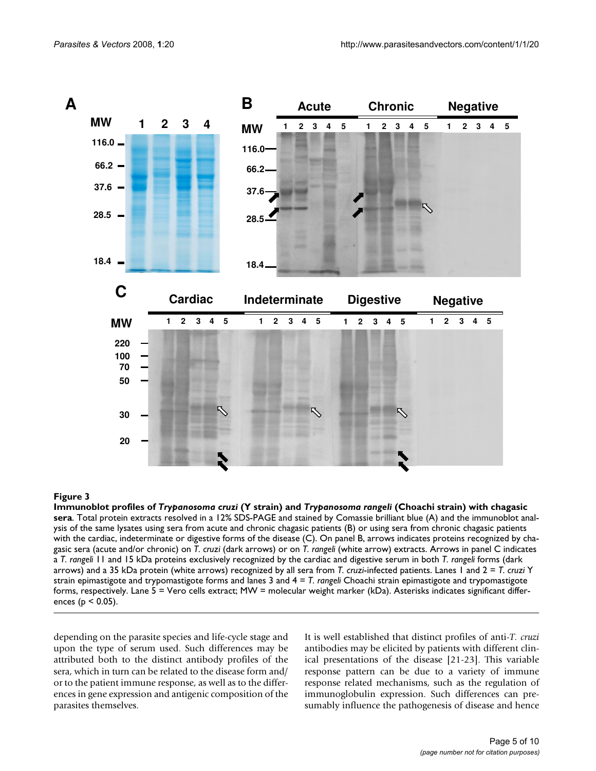**Figure 3**

**Immunoblot profiles of *Trypanosoma cruzi* (Y strain) and *Trypanosoma rangeli* (Choachi strain) with chagasic sera**. Total protein extracts resolved in a 12% SDS-PAGE and stained by Comassie brilliant blue (A) and the immunoblot analysis of the same lysates using sera from acute and chronic chagasic patients (B) or using sera from chronic chagasic patients with the cardiac, indeterminate or digestive forms of the disease (C). On panel B, arrows indicates proteins recognized by chagasic sera (acute and/or chronic) on *T. cruzi* (dark arrows) or on *T. rangeli* (white arrow) extracts. Arrows in panel C indicates a *T. rangeli* 11 and 15 kDa proteins exclusively recognized by the cardiac and digestive serum in both *T. rangeli* forms (dark arrows) and a 35 kDa protein (white arrows) recognized by all sera from *T. cruzi*-infected patients. Lanes 1 and 2 = *T. cruzi* Y strain epimastigote and trypomastigote forms and lanes 3 and 4 = *T. rangeli* Choachi strain epimastigote and trypomastigote forms, respectively. Lane 5 = Vero cells extract; MW = molecular weight marker (kDa). Asterisks indicates significant differences ($p < 0.05$).

depending on the parasite species and life-cycle stage and upon the type of serum used. Such differences may be attributed both to the distinct antibody profiles of the sera, which in turn can be related to the disease form and/or to the patient immune response, as well as to the differences in gene expression and antigenic composition of the parasites themselves.

It is well established that distinct profiles of anti-*T. cruzi* antibodies may be elicited by patients with different clinical presentations of the disease [21-23]. This variable response pattern can be due to a variety of immune response related mechanisms, such as the regulation of immunoglobulin expression. Such differences can presumably influence the pathogenesis of disease and hence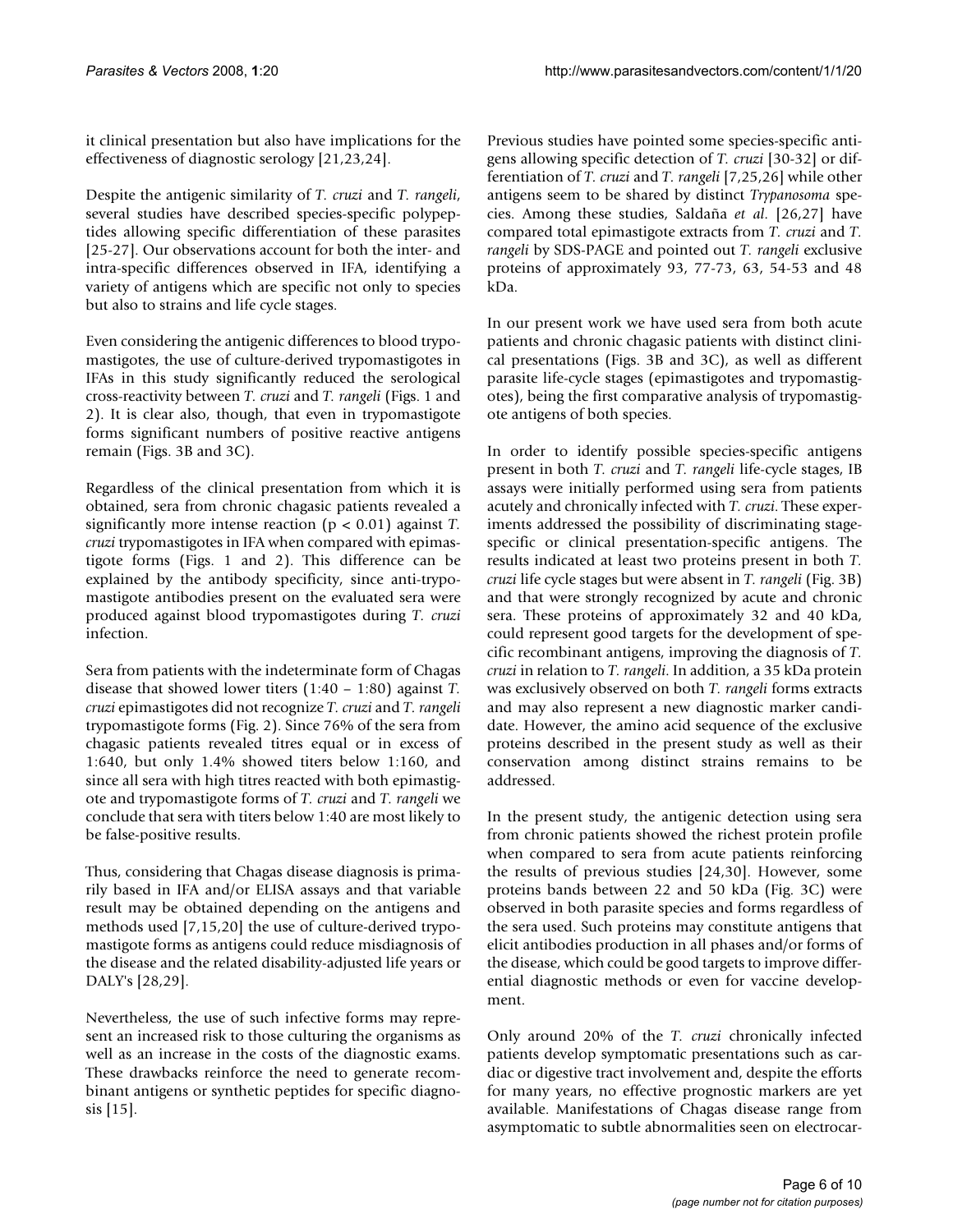it clinical presentation but also have implications for the effectiveness of diagnostic serology [21,23,24].

Despite the antigenic similarity of *T. cruzi* and *T. rangeli*, several studies have described species-specific polypeptides allowing specific differentiation of these parasites [25-27]. Our observations account for both the inter- and intra-specific differences observed in IFA, identifying a variety of antigens which are specific not only to species but also to strains and life cycle stages.

Even considering the antigenic differences to blood trypomastigotes, the use of culture-derived trypomastigotes in IFAs in this study significantly reduced the serological cross-reactivity between *T. cruzi* and *T. rangeli* (Figs. 1 and 2). It is clear also, though, that even in trypomastigote forms significant numbers of positive reactive antigens remain (Figs. 3B and 3C).

Regardless of the clinical presentation from which it is obtained, sera from chronic chagasic patients revealed a significantly more intense reaction ($p < 0.01$) against *T. cruzi* trypomastigotes in IFA when compared with epimastigote forms (Figs. 1 and 2). This difference can be explained by the antibody specificity, since anti-trypomastigote antibodies present on the evaluated sera were produced against blood trypomastigotes during *T. cruzi* infection.

Sera from patients with the indeterminate form of Chagas disease that showed lower titers (1:40 – 1:80) against *T. cruzi* epimastigotes did not recognize *T. cruzi* and *T. rangeli* trypomastigote forms (Fig. 2). Since 76% of the sera from chagasic patients revealed titres equal or in excess of 1:640, but only 1.4% showed titers below 1:160, and since all sera with high titres reacted with both epimastigote and trypomastigote forms of *T. cruzi* and *T. rangeli* we conclude that sera with titers below 1:40 are most likely to be false-positive results.

Thus, considering that Chagas disease diagnosis is primarily based in IFA and/or ELISA assays and that variable result may be obtained depending on the antigens and methods used [7,15,20] the use of culture-derived trypomastigote forms as antigens could reduce misdiagnosis of the disease and the related disability-adjusted life years or DALY's [28,29].

Nevertheless, the use of such infective forms may represent an increased risk to those culturing the organisms as well as an increase in the costs of the diagnostic exams. These drawbacks reinforce the need to generate recombinant antigens or synthetic peptides for specific diagnosis [15].

Previous studies have pointed some species-specific antigens allowing specific detection of *T. cruzi* [30-32] or differentiation of *T. cruzi* and *T. rangeli* [7,25,26] while other antigens seem to be shared by distinct *Trypanosoma* species. Among these studies, Saldaña *et al.* [26,27] have compared total epimastigote extracts from *T. cruzi* and *T. rangeli* by SDS-PAGE and pointed out *T. rangeli* exclusive proteins of approximately 93, 77-73, 63, 54-53 and 48 kDa.

In our present work we have used sera from both acute patients and chronic chagasic patients with distinct clinical presentations (Figs. 3B and 3C), as well as different parasite life-cycle stages (epimastigotes and trypomastigotes), being the first comparative analysis of trypomastigote antigens of both species.

In order to identify possible species-specific antigens present in both *T. cruzi* and *T. rangeli* life-cycle stages, IB assays were initially performed using sera from patients acutely and chronically infected with *T. cruzi*. These experiments addressed the possibility of discriminating stage-specific or clinical presentation-specific antigens. The results indicated at least two proteins present in both *T. cruzi* life cycle stages but were absent in *T. rangeli* (Fig. 3B) and that were strongly recognized by acute and chronic sera. These proteins of approximately 32 and 40 kDa, could represent good targets for the development of specific recombinant antigens, improving the diagnosis of *T. cruzi* in relation to *T. rangeli*. In addition, a 35 kDa protein was exclusively observed on both *T. rangeli* forms extracts and may also represent a new diagnostic marker candidate. However, the amino acid sequence of the exclusive proteins described in the present study as well as their conservation among distinct strains remains to be addressed.

In the present study, the antigenic detection using sera from chronic patients showed the richest protein profile when compared to sera from acute patients reinforcing the results of previous studies [24,30]. However, some proteins bands between 22 and 50 kDa (Fig. 3C) were observed in both parasite species and forms regardless of the sera used. Such proteins may constitute antigens that elicit antibodies production in all phases and/or forms of the disease, which could be good targets to improve differential diagnostic methods or even for vaccine development.

Only around 20% of the *T. cruzi* chronically infected patients develop symptomatic presentations such as cardiac or digestive tract involvement and, despite the efforts for many years, no effective prognostic markers are yet available. Manifestations of Chagas disease range from asymptomatic to subtle abnormalities seen on electrocar-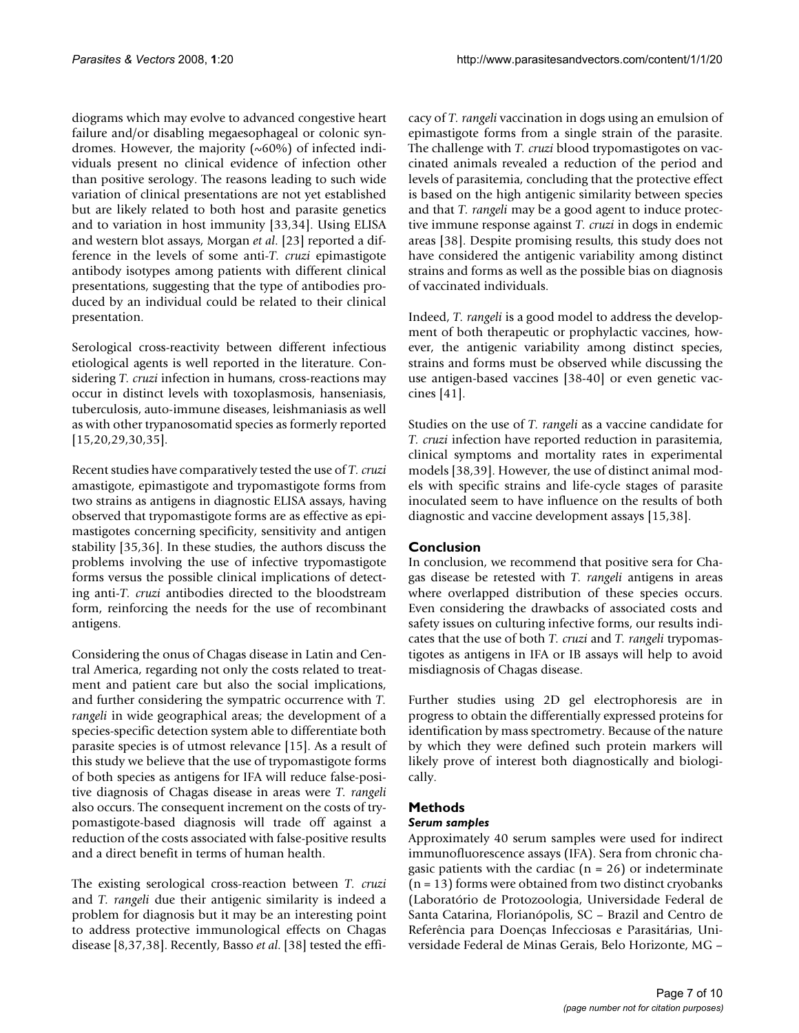diograms which may evolve to advanced congestive heart failure and/or disabling megaesophageal or colonic syndromes. However, the majority (~60%) of infected individuals present no clinical evidence of infection other than positive serology. The reasons leading to such wide variation of clinical presentations are not yet established but are likely related to both host and parasite genetics and to variation in host immunity [33,34]. Using ELISA and western blot assays, Morgan *et al*. [23] reported a difference in the levels of some anti-*T. cruzi* epimastigote antibody isotypes among patients with different clinical presentations, suggesting that the type of antibodies produced by an individual could be related to their clinical presentation.

Serological cross-reactivity between different infectious etiological agents is well reported in the literature. Considering *T. cruzi* infection in humans, cross-reactions may occur in distinct levels with toxoplasmosis, hanseniasis, tuberculosis, auto-immune diseases, leishmaniasis as well as with other trypanosomatid species as formerly reported [15,20,29,30,35].

Recent studies have comparatively tested the use of *T. cruzi* amastigote, epimastigote and trypomastigote forms from two strains as antigens in diagnostic ELISA assays, having observed that trypomastigote forms are as effective as epimastigotes concerning specificity, sensitivity and antigen stability [35,36]. In these studies, the authors discuss the problems involving the use of infective trypomastigote forms versus the possible clinical implications of detecting anti-*T. cruzi* antibodies directed to the bloodstream form, reinforcing the needs for the use of recombinant antigens.

Considering the onus of Chagas disease in Latin and Central America, regarding not only the costs related to treatment and patient care but also the social implications, and further considering the sympatric occurrence with *T. rangeli* in wide geographical areas; the development of a species-specific detection system able to differentiate both parasite species is of utmost relevance [15]. As a result of this study we believe that the use of trypomastigote forms of both species as antigens for IFA will reduce false-positive diagnosis of Chagas disease in areas were *T. rangeli* also occurs. The consequent increment on the costs of trypomastigote-based diagnosis will trade off against a reduction of the costs associated with false-positive results and a direct benefit in terms of human health.

The existing serological cross-reaction between *T. cruzi* and *T. rangeli* due their antigenic similarity is indeed a problem for diagnosis but it may be an interesting point to address protective immunological effects on Chagas disease [8,37,38]. Recently, Basso *et al*. [38] tested the efficacy of *T. rangeli* vaccination in dogs using an emulsion of epimastigote forms from a single strain of the parasite. The challenge with *T. cruzi* blood trypomastigotes on vaccinated animals revealed a reduction of the period and levels of parasitemia, concluding that the protective effect is based on the high antigenic similarity between species and that *T. rangeli* may be a good agent to induce protective immune response against *T. cruzi* in dogs in endemic areas [38]. Despite promising results, this study does not have considered the antigenic variability among distinct strains and forms as well as the possible bias on diagnosis of vaccinated individuals.

Indeed, *T. rangeli* is a good model to address the development of both therapeutic or prophylactic vaccines, however, the antigenic variability among distinct species, strains and forms must be observed while discussing the use antigen-based vaccines [38-40] or even genetic vaccines [41].

Studies on the use of *T. rangeli* as a vaccine candidate for *T. cruzi* infection have reported reduction in parasitemia, clinical symptoms and mortality rates in experimental models [38,39]. However, the use of distinct animal models with specific strains and life-cycle stages of parasite inoculated seem to have influence on the results of both diagnostic and vaccine development assays [15,38].

## Conclusion

In conclusion, we recommend that positive sera for Chagas disease be retested with *T. rangeli* antigens in areas where overlapped distribution of these species occurs. Even considering the drawbacks of associated costs and safety issues on culturing infective forms, our results indicates that the use of both *T. cruzi* and *T. rangeli* trypomastigotes as antigens in IFA or IB assays will help to avoid misdiagnosis of Chagas disease.

Further studies using 2D gel electrophoresis are in progress to obtain the differentially expressed proteins for identification by mass spectrometry. Because of the nature by which they were defined such protein markers will likely prove of interest both diagnostically and biologically.

## Methods

### *Serum samples*

Approximately 40 serum samples were used for indirect immunofluorescence assays (IFA). Sera from chronic chagasic patients with the cardiac (n = 26) or indeterminate (n = 13) forms were obtained from two distinct cryobanks (Laboratório de Protozoologia, Universidade Federal de Santa Catarina, Florianópolis, SC – Brazil and Centro de Referência para Doenças Infecciosas e Parasitárias, Universidade Federal de Minas Gerais, Belo Horizonte, MG –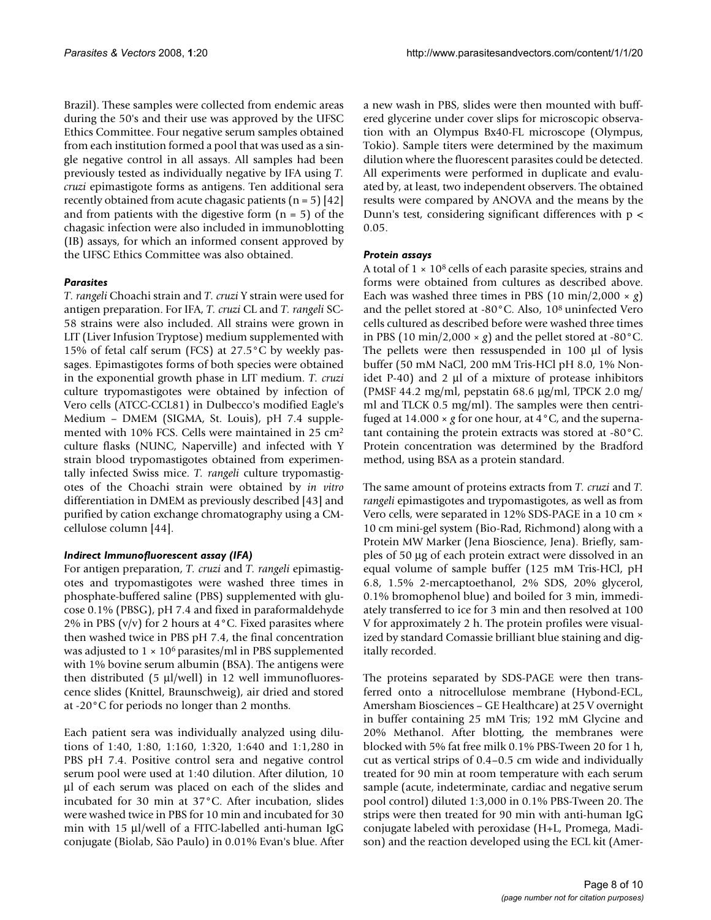Brazil). These samples were collected from endemic areas during the 50's and their use was approved by the UFSC Ethics Committee. Four negative serum samples obtained from each institution formed a pool that was used as a single negative control in all assays. All samples had been previously tested as individually negative by IFA using *T. cruzi* epimastigote forms as antigens. Ten additional sera recently obtained from acute chagasic patients (n = 5) [42] and from patients with the digestive form (n = 5) of the chagasic infection were also included in immunoblotting (IB) assays, for which an informed consent approved by the UFSC Ethics Committee was also obtained.

### *Parasites*

*T. rangeli* Choachi strain and *T. cruzi* Y strain were used for antigen preparation. For IFA, *T. cruzi* CL and *T. rangeli* SC-58 strains were also included. All strains were grown in LIT (Liver Infusion Tryptose) medium supplemented with 15% of fetal calf serum (FCS) at 27.5°C by weekly passages. Epimastigotes forms of both species were obtained in the exponential growth phase in LIT medium. *T. cruzi* culture trypomastigotes were obtained by infection of Vero cells (ATCC-CCL81) in Dulbecco's modified Eagle's Medium – DMEM (SIGMA, St. Louis), pH 7.4 supplemented with 10% FCS. Cells were maintained in 25 $cm^2$ culture flasks (NUNC, Naperville) and infected with Y strain blood trypomastigotes obtained from experimentally infected Swiss mice. *T. rangeli* culture trypomastigotes of the Choachi strain were obtained by *in vitro* differentiation in DMEM as previously described [43] and purified by cation exchange chromatography using a CM-cellulose column [44].

### *Indirect Immunofluorescent assay (IFA)*

For antigen preparation, *T. cruzi* and *T. rangeli* epimastigotes and trypomastigotes were washed three times in phosphate-buffered saline (PBS) supplemented with glucose 0.1% (PBSG), pH 7.4 and fixed in paraformaldehyde 2% in PBS (v/v) for 2 hours at 4°C. Fixed parasites where then washed twice in PBS pH 7.4, the final concentration was adjusted to $1 \times 10^6$ parasites/ml in PBS supplemented with 1% bovine serum albumin (BSA). The antigens were then distributed (5 µl/well) in 12 well immunofluorescence slides (Knittel, Braunschweig), air dried and stored at -20°C for periods no longer than 2 months.

Each patient sera was individually analyzed using dilutions of 1:40, 1:80, 1:160, 1:320, 1:640 and 1:1,280 in PBS pH 7.4. Positive control sera and negative control serum pool were used at 1:40 dilution. After dilution, 10 µl of each serum was placed on each of the slides and incubated for 30 min at 37°C. After incubation, slides were washed twice in PBS for 10 min and incubated for 30 min with 15 µl/well of a FITC-labelled anti-human IgG conjugate (Biolab, São Paulo) in 0.01% Evan's blue. After a new wash in PBS, slides were then mounted with buffered glycerine under cover slips for microscopic observation with an Olympus Bx40-FL microscope (Olympus, Tokio). Sample titers were determined by the maximum dilution where the fluorescent parasites could be detected. All experiments were performed in duplicate and evaluated by, at least, two independent observers. The obtained results were compared by ANOVA and the means by the Dunn's test, considering significant differences with $p < 0.05$.

### *Protein assays*

A total of $1 \times 10^8$ cells of each parasite species, strains and forms were obtained from cultures as described above. Each was washed three times in PBS (10 min/2,000 × *g*) and the pellet stored at -80°C. Also, $10^8$ uninfected Vero cells cultured as described before were washed three times in PBS (10 min/2,000 × *g*) and the pellet stored at -80°C. The pellets were then ressuspended in 100 µl of lysis buffer (50 mM NaCl, 200 mM Tris-HCl pH 8.0, 1% Nonidet P-40) and 2 µl of a mixture of protease inhibitors (PMSF 44.2 mg/ml, pepstatin 68.6 µg/ml, TPCK 2.0 mg/ml and TLCK 0.5 mg/ml). The samples were then centrifuged at 14.000 × *g* for one hour, at 4°C, and the supernatant containing the protein extracts was stored at -80°C. Protein concentration was determined by the Bradford method, using BSA as a protein standard.

The same amount of proteins extracts from *T. cruzi* and *T. rangeli* epimastigotes and trypomastigotes, as well as from Vero cells, were separated in 12% SDS-PAGE in a 10 cm × 10 cm mini-gel system (Bio-Rad, Richmond) along with a Protein MW Marker (Jena Bioscience, Jena). Briefly, samples of 50 µg of each protein extract were dissolved in an equal volume of sample buffer (125 mM Tris-HCl, pH 6.8, 1.5% 2-mercaptoethanol, 2% SDS, 20% glycerol, 0.1% bromophenol blue) and boiled for 3 min, immediately transferred to ice for 3 min and then resolved at 100 V for approximately 2 h. The protein profiles were visualized by standard Comassie brilliant blue staining and digitally recorded.

The proteins separated by SDS-PAGE were then transferred onto a nitrocellulose membrane (Hybond-ECL, Amersham Biosciences – GE Healthcare) at 25 V overnight in buffer containing 25 mM Tris; 192 mM Glycine and 20% Methanol. After blotting, the membranes were blocked with 5% fat free milk 0.1% PBS-Tween 20 for 1 h, cut as vertical strips of 0.4–0.5 cm wide and individually treated for 90 min at room temperature with each serum sample (acute, indeterminate, cardiac and negative serum pool control) diluted 1:3,000 in 0.1% PBS-Tween 20. The strips were then treated for 90 min with anti-human IgG conjugate labeled with peroxidase (H+L, Promega, Madison) and the reaction developed using the ECL kit (Amer-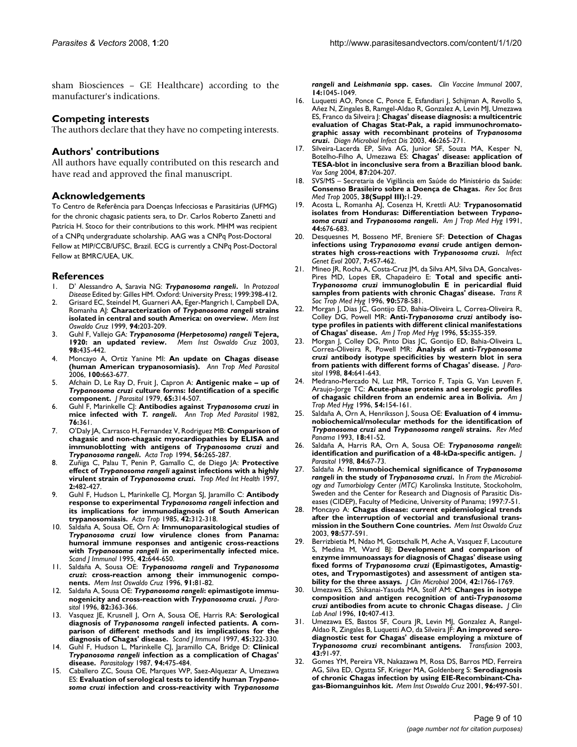sham Biosciences – GE Healthcare) according to the manufacturer's indications.

## Competing interests

The authors declare that they have no competing interests.

## Authors' contributions

All authors have equally contributed on this research and have read and approved the final manuscript.

## Acknowledgements

To Centro de Referência para Doenças Infecciosas e Parasitárias (UFMG) for the chronic chagasic patients sera, to Dr. Carlos Roberto Zanetti and Patrícia H. Stoco for their contributions to this work. MHM was recipient of a CNPq undergraduate scholarship. AAG was a CNPq Post-Doctoral Fellow at MIP/CCB/UFSC, Brazil. ECG is currently a CNPq Post-Doctoral Fellow at BMRC/UEA, UK.

## References

1. D' Alessandro A, Saravia NG: ***Trypanosoma rangeli*.** In *Protozoal Disease* Edited by: Gilles HM. Oxford: University Press; 1999:398-412.
2. Grisard EC, Steindel M, Guarneri AA, Eger-Mangrich I, Campbell DA, Romanha AJ: **Characterization of *Trypanosoma rangeli* strains isolated in central and south America: on overview.** *Mem Inst Oswaldo Cruz* 1999, **94:**203-209.
3. Guhl F, Vallejo GA: ***Trypanosoma (Herpetosoma) rangeli* Tejera, 1920: an updated review.** *Mem Inst Oswaldo Cruz* 2003, **98:**435-442.
4. Moncayo A, Ortiz Yanine MI: **An update on Chagas disease (human American trypanosomiasis).** *Ann Trop Med Parasitol* 2006, **100:**663-677.
5. Afchain D, Le Ray D, Fruit J, Capron A: **Antigenic make – up of *Trypanosoma cruzi* culture forms: Identification of a specific component.** *J Parasitol* 1979, **65:**314-507.
6. Guhl F, Marinkelle CJ: **Antibodies against *Trypanosoma cruzi* in mice infected with *T. rangeli*.** *Ann Trop Med Parasitol* 1982, **76:**361.
7. O'Daly JA, Carrasco H, Fernandez V, Rodriguez MB: **Comparison of chagasic and non-chagasic myocardiopathies by ELISA and immunoblotting with antigens of *Trypanosoma cruzi* and *Trypanosoma rangeli*.** *Acta Trop* 1994, **56:**265-287.
8. Zuñiga C, Palau T, Penin P, Gamallo C, de Diego JA: **Protective effect of *Trypanosoma rangeli* against infections with a highly virulent strain of *Trypanosoma cruzi*.** *Trop Med Int Health* 1997, **2:**482-427.
9. Guhl F, Hudson L, Marinkelle CJ, Morgan SJ, Jaramillo C: **Antibody response to experimental *Trypanosoma rangeli* infection and its implications for immunodiagnosis of South American trypanosomiasis.** *Acta Trop* 1985, **42:**312-318.
10. Saldaña A, Sousa OE, Örn A: **Immunoparasitological studies of *Trypanosoma cruzi* low virulence clones from Panama: humoral immune responses and antigenic cross-reactions with *Trypanosoma rangeli* in experimentally infected mice.** *Scand J Immunol* 1995, **42:**644-650.
11. Saldaña A, Sousa OE: ***Trypanosoma rangeli* and *Trypanosoma cruzi*: cross-reaction among their immunogenic components.** *Mem Inst Oswaldo Cruz* 1996, **91:**81-82.
12. Saldaña A, Sousa OE: ***Trypanosoma rangeli*: epimastigote immunogenicity and cross-reaction with *Trypanosoma cruzi*.** *J Parasitol* 1996, **82:**363-366.
13. Vasquez JE, Krusnell J, Orn A, Sousa OE, Harris RA: **Serological diagnosis of *Trypanosoma rangeli* infected patients. A comparison of different methods and its implications for the diagnosis of Chagas' disease.** *Scand J Immunol* 1997, **45:**322-330.
14. Guhl F, Hudson L, Marinkelle CJ, Jaramillo CA, Bridge D: **Clinical *Trypanosoma rangeli* infection as a complication of Chagas' disease.** *Parasitology* 1987, **94:**475-484.
15. Caballero ZC, Sousa OE, Marques WP, Saez-Alquezar A, Umezawa ES: **Evaluation of serological tests to identify human *Trypanosoma cruzi* infection and cross-reactivity with *Trypanosoma rangeli* and *Leishmania* spp. cases.** *Clin Vaccine Immunol* 2007, **14:**1045-1049.
16. Luquetti AO, Ponce C, Ponce E, Esfandiari J, Schijman A, Revollo S, Añez N, Zingales B, Ramgel-Aldao R, Gonzalez A, Levin MJ, Umezawa ES, Franco da Silveira J: **Chagas' disease diagnosis: a multicentric evaluation of Chagas Stat-Pak, a rapid immunochromatographic assay with recombinant proteins of *Trypanosoma cruzi*.** *Diagn Microbiol Infect Dis* 2003, **46:**265-271.
17. Silveira-Lacerda EP, Silva AG, Junior SF, Souza MA, Kesper N, Botelho-Filho A, Umezawa ES: **Chagas' disease: application of TESA-blot in inconclusive sera from a Brazilian blood bank.** *Vox Sang* 2004, **87:**204-207.
18. SVS/MS – Secretaria de Vigilância em Saúde do Ministério da Saúde: **Consenso Brasileiro sobre a Doença de Chagas.** *Rev Soc Bras Med Trop* 2005, **38(Suppl III):**1-29.
19. Acosta L, Romanha AJ, Cosenza H, Krettli AU: **Trypanosomatid isolates from Honduras: Differentiation between *Trypanosoma cruzi* and *Trypanosoma rangeli*.** *Am J Trop Med Hyg* 1991, **44:**676-683.
20. Desquesnes M, Bosseno MF, Breniere SF: **Detection of Chagas infections using *Trypanosoma evansi* crude antigen demonstrates high cross-reactions with *Trypanosoma cruzi*.** *Infect Genet Evol* 2007, **7:**457-462.
21. Mineo JR, Rocha A, Costa-Cruz JM, da Silva AM, Silva DA, Goncalves-Pires MD, Lopes ER, Chapadeiro E: **Total and specific anti-*Trypanosoma cruzi* immunoglobulin E in pericardial fluid samples from patients with chronic Chagas' disease.** *Trans R Soc Trop Med Hyg* 1996, **90:**578-581.
22. Morgan J, Dias JC, Gontijo ED, Bahia-Oliveira L, Correa-Oliveira R, Colley DG, Powell MR: **Anti-*Trypanosoma cruzi* antibody isotype profiles in patients with different clinical manifestations of Chagas' disease.** *Am J Trop Med Hyg* 1996, **55:**355-359.
23. Morgan J, Colley DG, Pinto Dias JC, Gontijo ED, Bahia-Oliveira L, Correa-Oliveira R, Powell MR: **Analysis of anti-*Trypanosoma cruzi* antibody isotype specificities by western blot in sera from patients with different forms of Chagas' disease.** *J Parasitol* 1998, **84:**641-643.
24. Medrano-Mercado N, Luz MR, Torrico F, Tapia G, Van Leuven F, Araujo-Jorge TC: **Acute-phase proteins and serologic profiles of chagasic children from an endemic area in Bolivia.** *Am J Trop Med Hyg* 1996, **54:**154-161.
25. Saldaña A, Orn A, Henriksson J, Sousa OE: **Evaluation of 4 immunobiochemical/molecular methods for the identification of *Trypanosoma cruzi* and *Trypanosoma rangeli* strains.** *Rev Med Panama* 1993, **18:**41-52.
26. Saldaña A, Harris RA, Orn A, Sousa OE: ***Trypanosoma rangeli*: identification and purification of a 48-kDa-specific antigen.** *J Parasitol* 1998, **84:**67-73.
27. Saldaña A: **Immunobiochemical significance of *Trypanosoma rangeli* in the study of *Trypanosoma cruzi*.** In *From the Microbiology and Tumorbiology Center (MTC)* Karolinska Institute, Stockoholm, Sweden and the Center for Research and Diagnosis of Parasitic Diseases (CIDEP), Faculty of Medicine, University of Panama; 1997:7-51.
28. Moncayo A: **Chagas disease: current epidemiological trends after the interruption of vectorial and transfusional transmission in the Southern Cone countries.** *Mem Inst Oswaldo Cruz* 2003, **98:**577-591.
29. Berrizbietia M, Ndao M, Gottschalk M, Ache A, Vasquez F, Lacouture S, Medina M, Ward BJ: **Development and comparison of enzyme immunoassays for diagnosis of Chagas' disease using fixed forms of *Trypanosoma cruzi* (Epimastigotes, Amastigotes, and Trypomastigotes) and assessment of antigen stability for the three assays.** *J Clin Microbiol* 2004, **42:**1766-1769.
30. Umezawa ES, Shikanai-Yasuda MA, Stolf AM: **Changes in isotype composition and antigen recognition of anti-*Trypanosoma cruzi* antibodies from acute to chronic Chagas disease.** *J Clin Lab Anal* 1996, **10:**407-413.
31. Umezawa ES, Bastos SF, Coura JR, Levin MJ, Gonzalez A, Rangel-Aldao R, Zingales B, Luquetti AO, da Silveira JF: **An improved serodiagnostic test for Chagas' disease employing a mixture of *Trypanosoma cruzi* recombinant antigens.** *Transfusion* 2003, **43:**91-97.
32. Gomes YM, Pereira VR, Nakazawa M, Rosa DS, Barros MD, Ferreira AG, Silva ED, Ogatta SF, Krieger MA, Goldenberg S: **Serodiagnosis of chronic Chagas infection by using EIE-Recombinant-Chagas-Biomanguinhos kit.** *Mem Inst Oswaldo Cruz* 2001, **96:**497-501.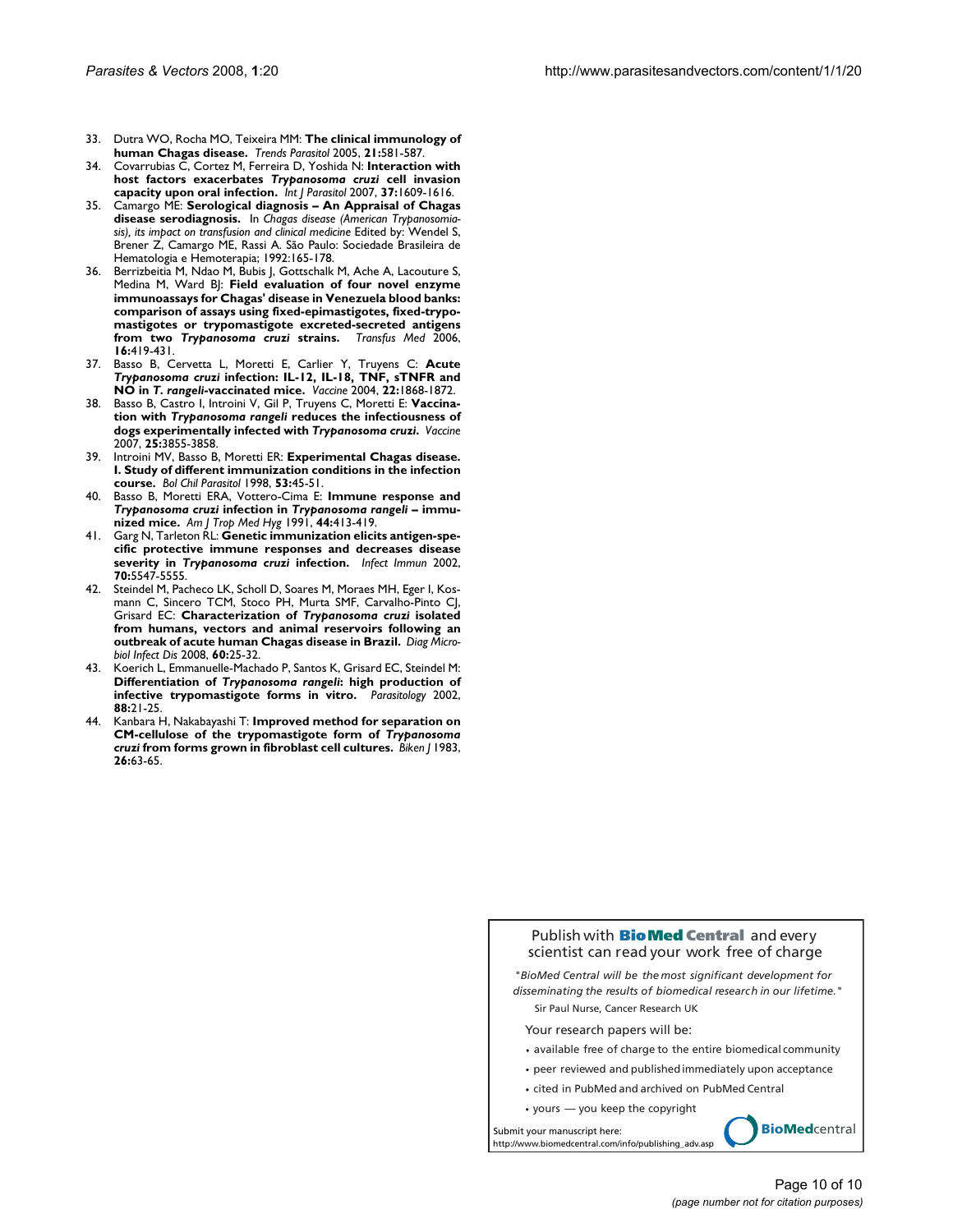33. Dutra WO, Rocha MO, Teixeira MM: **The clinical immunology of human Chagas disease.** *Trends Parasitol* 2005, **21:**581-587.
34. Covarrubias C, Cortez M, Ferreira D, Yoshida N: **Interaction with host factors exacerbates *Trypanosoma cruzi* cell invasion capacity upon oral infection.** *Int J Parasitol* 2007, **37:**1609-1616.
35. Camargo ME: **Serological diagnosis – An Appraisal of Chagas disease serodiagnosis.** In *Chagas disease (American Trypanosomiasis), its impact on transfusion and clinical medicine* Edited by: Wendel S, Brener Z, Camargo ME, Rassi A. São Paulo: Sociedade Brasileira de Hematologia e Hemoterapia; 1992:165-178.
36. Berrizbeitia M, Ndao M, Bubis J, Gottschalk M, Ache A, Lacouture S, Medina M, Ward BJ: **Field evaluation of four novel enzyme immunoassays for Chagas' disease in Venezuela blood banks: comparison of assays using fixed-epimastigotes, fixed-trypomastigotes or trypomastigote excreted-secreted antigens from two *Trypanosoma cruzi* strains.** *Transfus Med* 2006, **16:**419-431.
37. Basso B, Cervetta L, Moretti E, Carlier Y, Truyens C: **Acute *Trypanosoma cruzi* infection: IL-12, IL-18, TNF, sTNFR and NO in *T. rangeli*-vaccinated mice.** *Vaccine* 2004, **22:**1868-1872.
38. Basso B, Castro I, Introini V, Gil P, Truyens C, Moretti E: **Vaccination with *Trypanosoma rangeli* reduces the infectiousness of dogs experimentally infected with *Trypanosoma cruzi*.** *Vaccine* 2007, **25:**3855-3858.
39. Introini MV, Basso B, Moretti ER: **Experimental Chagas disease. I. Study of different immunization conditions in the infection course.** *Bol Chil Parasitol* 1998, **53:**45-51.
40. Basso B, Moretti ERA, Vottero-Cima E: **Immune response and *Trypanosoma cruzi* infection in *Trypanosoma rangeli* – immunized mice.** *Am J Trop Med Hyg* 1991, **44:**413-419.
41. Garg N, Tarleton RL: **Genetic immunization elicits antigen-specific protective immune responses and decreases disease severity in *Trypanosoma cruzi* infection.** *Infect Immun* 2002, **70:**5547-5555.
42. Steindel M, Pacheco LK, Scholl D, Soares M, Moraes MH, Eger I, Kosmann C, Sincero TCM, Stoco PH, Murta SMF, Carvalho-Pinto CJ, Grisard EC: **Characterization of *Trypanosoma cruzi* isolated from humans, vectors and animal reservoirs following an outbreak of acute human Chagas disease in Brazil.** *Diag Microbiol Infect Dis* 2008, **60:**25-32.
43. Koerich L, Emmanuelle-Machado P, Santos K, Grisard EC, Steindel M: **Differentiation of *Trypanosoma rangeli*: high production of infective trypomastigote forms in vitro.** *Parasitology* 2002, **88:**21-25.
44. Kanbara H, Nakabayashi T: **Improved method for separation on CM-cellulose of the trypomastigote form of *Trypanosoma cruzi* from forms grown in fibroblast cell cultures.** *Biken J* 1983, **26:**63-65.

Publish with **BioMed Central** and every scientist can read your work free of charge

*"BioMed Central will be the most significant development for disseminating the results of biomedical research in our lifetime."*

Sir Paul Nurse, Cancer Research UK

Your research papers will be:

- available free of charge to the entire biomedical community
- peer reviewed and published immediately upon acceptance
- cited in PubMed and archived on PubMed Central
- yours — you keep the copyright

Submit your manuscript here:
http://www.biomedcentral.com/info/publishing_adv.asp

**BioMed**central